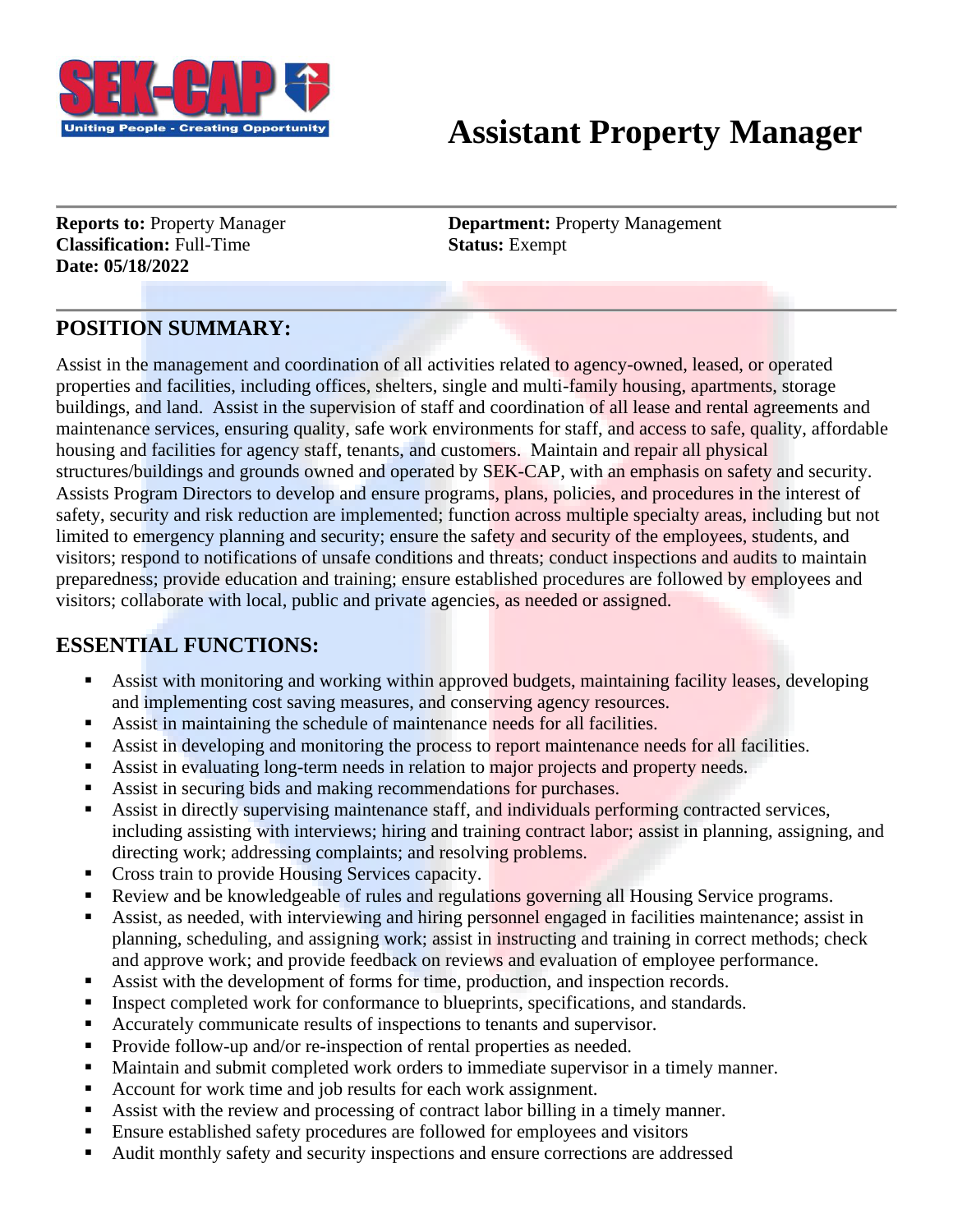# Assistant Property Manager

**Reports to:** Property Manager
**Classification:** Full-Time
**Date: 05/18/2022**

**Department:** Property Management
**Status:** Exempt

## POSITION SUMMARY:

Assist in the management and coordination of all activities related to agency-owned, leased, or operated properties and facilities, including offices, shelters, single and multi-family housing, apartments, storage buildings, and land. Assist in the supervision of staff and coordination of all lease and rental agreements and maintenance services, ensuring quality, safe work environments for staff, and access to safe, quality, affordable housing and facilities for agency staff, tenants, and customers. Maintain and repair all physical structures/buildings and grounds owned and operated by SEK-CAP, with an emphasis on safety and security. Assists Program Directors to develop and ensure programs, plans, policies, and procedures in the interest of safety, security and risk reduction are implemented; function across multiple specialty areas, including but not limited to emergency planning and security; ensure the safety and security of the employees, students, and visitors; respond to notifications of unsafe conditions and threats; conduct inspections and audits to maintain preparedness; provide education and training; ensure established procedures are followed by employees and visitors; collaborate with local, public and private agencies, as needed or assigned.

## ESSENTIAL FUNCTIONS:

- Assist with monitoring and working within approved budgets, maintaining facility leases, developing and implementing cost saving measures, and conserving agency resources.
- Assist in maintaining the schedule of maintenance needs for all facilities.
- Assist in developing and monitoring the process to report maintenance needs for all facilities.
- Assist in evaluating long-term needs in relation to major projects and property needs.
- Assist in securing bids and making recommendations for purchases.
- Assist in directly supervising maintenance staff, and individuals performing contracted services, including assisting with interviews; hiring and training contract labor; assist in planning, assigning, and directing work; addressing complaints; and resolving problems.
- Cross train to provide Housing Services capacity.
- Review and be knowledgeable of rules and regulations governing all Housing Service programs.
- Assist, as needed, with interviewing and hiring personnel engaged in facilities maintenance; assist in planning, scheduling, and assigning work; assist in instructing and training in correct methods; check and approve work; and provide feedback on reviews and evaluation of employee performance.
- Assist with the development of forms for time, production, and inspection records.
- Inspect completed work for conformance to blueprints, specifications, and standards.
- Accurately communicate results of inspections to tenants and supervisor.
- Provide follow-up and/or re-inspection of rental properties as needed.
- Maintain and submit completed work orders to immediate supervisor in a timely manner.
- Account for work time and job results for each work assignment.
- Assist with the review and processing of contract labor billing in a timely manner.
- Ensure established safety procedures are followed for employees and visitors
- Audit monthly safety and security inspections and ensure corrections are addressed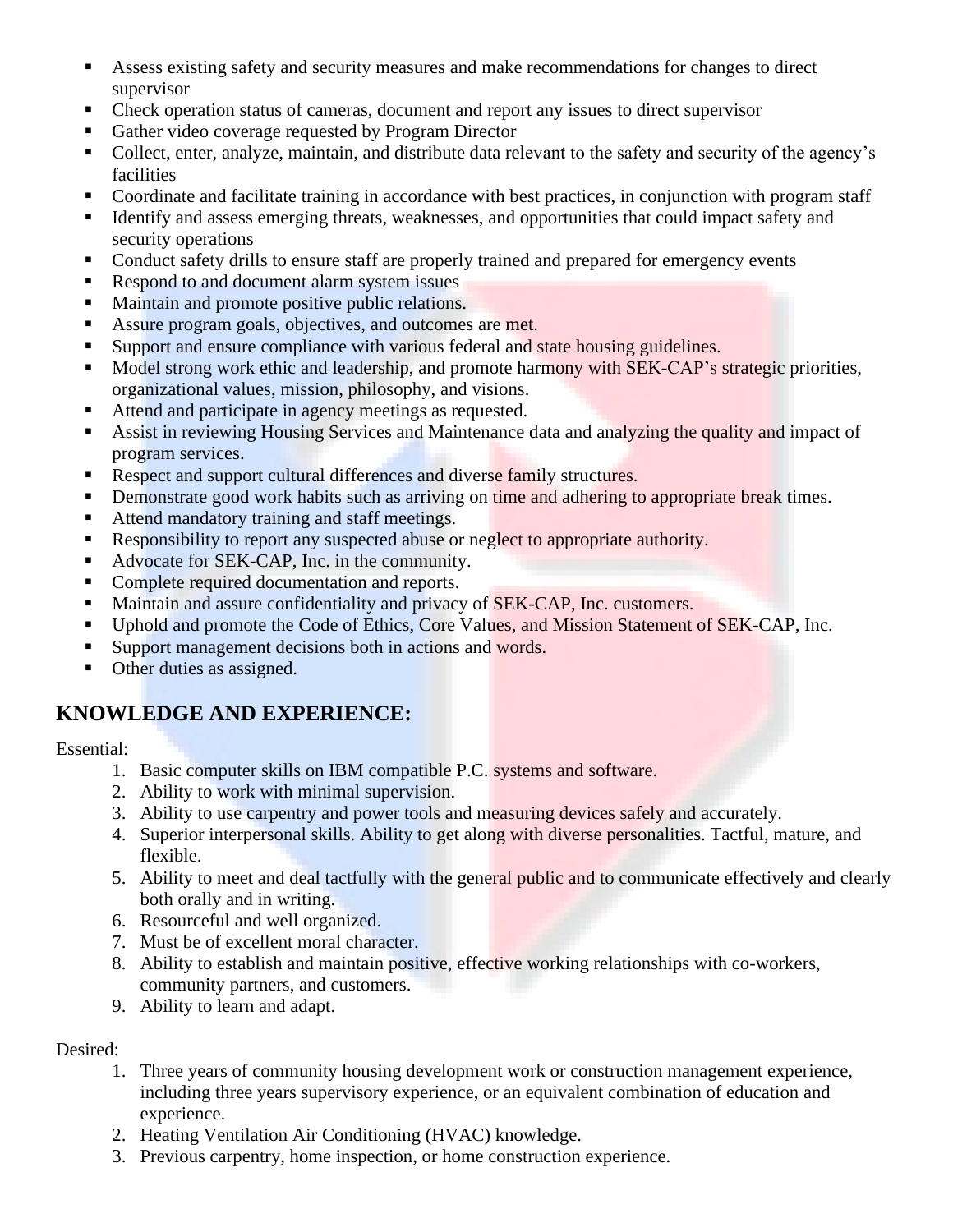- Assess existing safety and security measures and make recommendations for changes to direct supervisor
- Check operation status of cameras, document and report any issues to direct supervisor
- Gather video coverage requested by Program Director
- Collect, enter, analyze, maintain, and distribute data relevant to the safety and security of the agency's facilities
- Coordinate and facilitate training in accordance with best practices, in conjunction with program staff
- Identify and assess emerging threats, weaknesses, and opportunities that could impact safety and security operations
- Conduct safety drills to ensure staff are properly trained and prepared for emergency events
- Respond to and document alarm system issues
- Maintain and promote positive public relations.
- Assure program goals, objectives, and outcomes are met.
- Support and ensure compliance with various federal and state housing guidelines.
- Model strong work ethic and leadership, and promote harmony with SEK-CAP's strategic priorities, organizational values, mission, philosophy, and visions.
- Attend and participate in agency meetings as requested.
- Assist in reviewing Housing Services and Maintenance data and analyzing the quality and impact of program services.
- Respect and support cultural differences and diverse family structures.
- Demonstrate good work habits such as arriving on time and adhering to appropriate break times.
- Attend mandatory training and staff meetings.
- Responsibility to report any suspected abuse or neglect to appropriate authority.
- Advocate for SEK-CAP, Inc. in the community.
- Complete required documentation and reports.
- Maintain and assure confidentiality and privacy of SEK-CAP, Inc. customers.
- Uphold and promote the Code of Ethics, Core Values, and Mission Statement of SEK-CAP, Inc.
- Support management decisions both in actions and words.
- Other duties as assigned.

## KNOWLEDGE AND EXPERIENCE:

Essential:

1. Basic computer skills on IBM compatible P.C. systems and software.
2. Ability to work with minimal supervision.
3. Ability to use carpentry and power tools and measuring devices safely and accurately.
4. Superior interpersonal skills. Ability to get along with diverse personalities. Tactful, mature, and flexible.
5. Ability to meet and deal tactfully with the general public and to communicate effectively and clearly both orally and in writing.
6. Resourceful and well organized.
7. Must be of excellent moral character.
8. Ability to establish and maintain positive, effective working relationships with co-workers, community partners, and customers.
9. Ability to learn and adapt.

Desired:

1. Three years of community housing development work or construction management experience, including three years supervisory experience, or an equivalent combination of education and experience.
2. Heating Ventilation Air Conditioning (HVAC) knowledge.
3. Previous carpentry, home inspection, or home construction experience.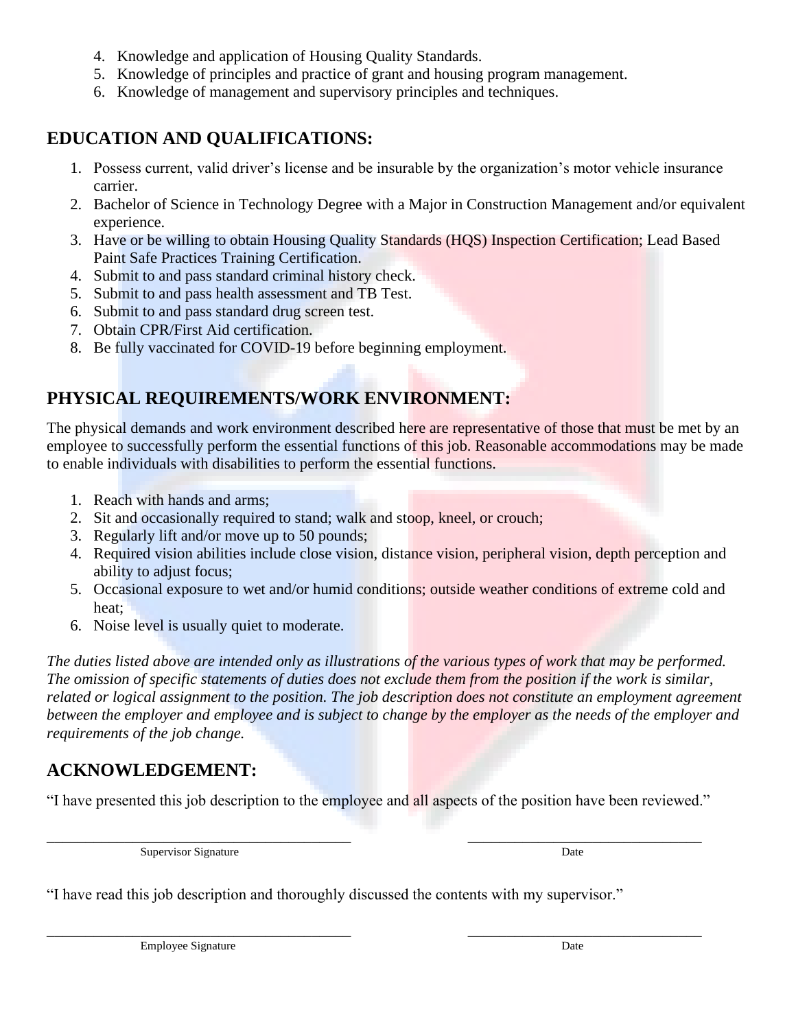4. Knowledge and application of Housing Quality Standards.
5. Knowledge of principles and practice of grant and housing program management.
6. Knowledge of management and supervisory principles and techniques.

## EDUCATION AND QUALIFICATIONS:

1. Possess current, valid driver's license and be insurable by the organization's motor vehicle insurance carrier.
2. Bachelor of Science in Technology Degree with a Major in Construction Management and/or equivalent experience.
3. Have or be willing to obtain Housing Quality Standards (HQS) Inspection Certification; Lead Based Paint Safe Practices Training Certification.
4. Submit to and pass standard criminal history check.
5. Submit to and pass health assessment and TB Test.
6. Submit to and pass standard drug screen test.
7. Obtain CPR/First Aid certification.
8. Be fully vaccinated for COVID-19 before beginning employment.

## PHYSICAL REQUIREMENTS/WORK ENVIRONMENT:

The physical demands and work environment described here are representative of those that must be met by an employee to successfully perform the essential functions of this job. Reasonable accommodations may be made to enable individuals with disabilities to perform the essential functions.

1. Reach with hands and arms;
2. Sit and occasionally required to stand; walk and stoop, kneel, or crouch;
3. Regularly lift and/or move up to 50 pounds;
4. Required vision abilities include close vision, distance vision, peripheral vision, depth perception and ability to adjust focus;
5. Occasional exposure to wet and/or humid conditions; outside weather conditions of extreme cold and heat;
6. Noise level is usually quiet to moderate.

*The duties listed above are intended only as illustrations of the various types of work that may be performed. The omission of specific statements of duties does not exclude them from the position if the work is similar, related or logical assignment to the position. The job description does not constitute an employment agreement between the employer and employee and is subject to change by the employer as the needs of the employer and requirements of the job change.*

## ACKNOWLEDGEMENT:

"I have presented this job description to the employee and all aspects of the position have been reviewed."

\_\_\_\_\_\_\_\_\_\_\_\_\_\_\_\_\_\_\_\_\_\_\_\_\_\_\_\_\_\_\_\_\_\_\_\_\_\_\_\_ \_\_\_\_\_\_\_\_\_\_\_\_\_\_\_\_\_\_\_\_\_\_\_\_\_\_\_\_\_\_

Supervisor Signature Date

"I have read this job description and thoroughly discussed the contents with my supervisor."

\_\_\_\_\_\_\_\_\_\_\_\_\_\_\_\_\_\_\_\_\_\_\_\_\_\_\_\_\_\_\_\_\_\_\_\_\_\_\_\_ \_\_\_\_\_\_\_\_\_\_\_\_\_\_\_\_\_\_\_\_\_\_\_\_\_\_\_\_\_\_

Employee Signature Date